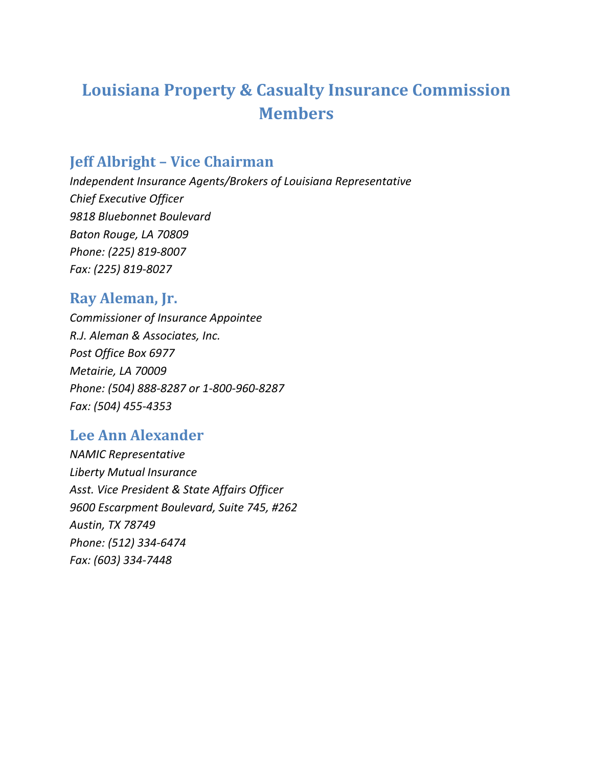# Louisiana Property & Casualty Insurance Commission Members

## Jeff Albright – Vice Chairman

*Independent Insurance Agents/Brokers of Louisiana Representative*
*Chief Executive Officer*
*9818 Bluebonnet Boulevard*
*Baton Rouge, LA 70809*
*Phone: (225) 819-8007*
*Fax: (225) 819-8027*

## Ray Aleman, Jr.

*Commissioner of Insurance Appointee*
*R.J. Aleman & Associates, Inc.*
*Post Office Box 6977*
*Metairie, LA 70009*
*Phone: (504) 888-8287 or 1-800-960-8287*
*Fax: (504) 455-4353*

## Lee Ann Alexander

*NAMIC Representative*
*Liberty Mutual Insurance*
*Asst. Vice President & State Affairs Officer*
*9600 Escarpment Boulevard, Suite 745, #262*
*Austin, TX 78749*
*Phone: (512) 334-6474*
*Fax: (603) 334-7448*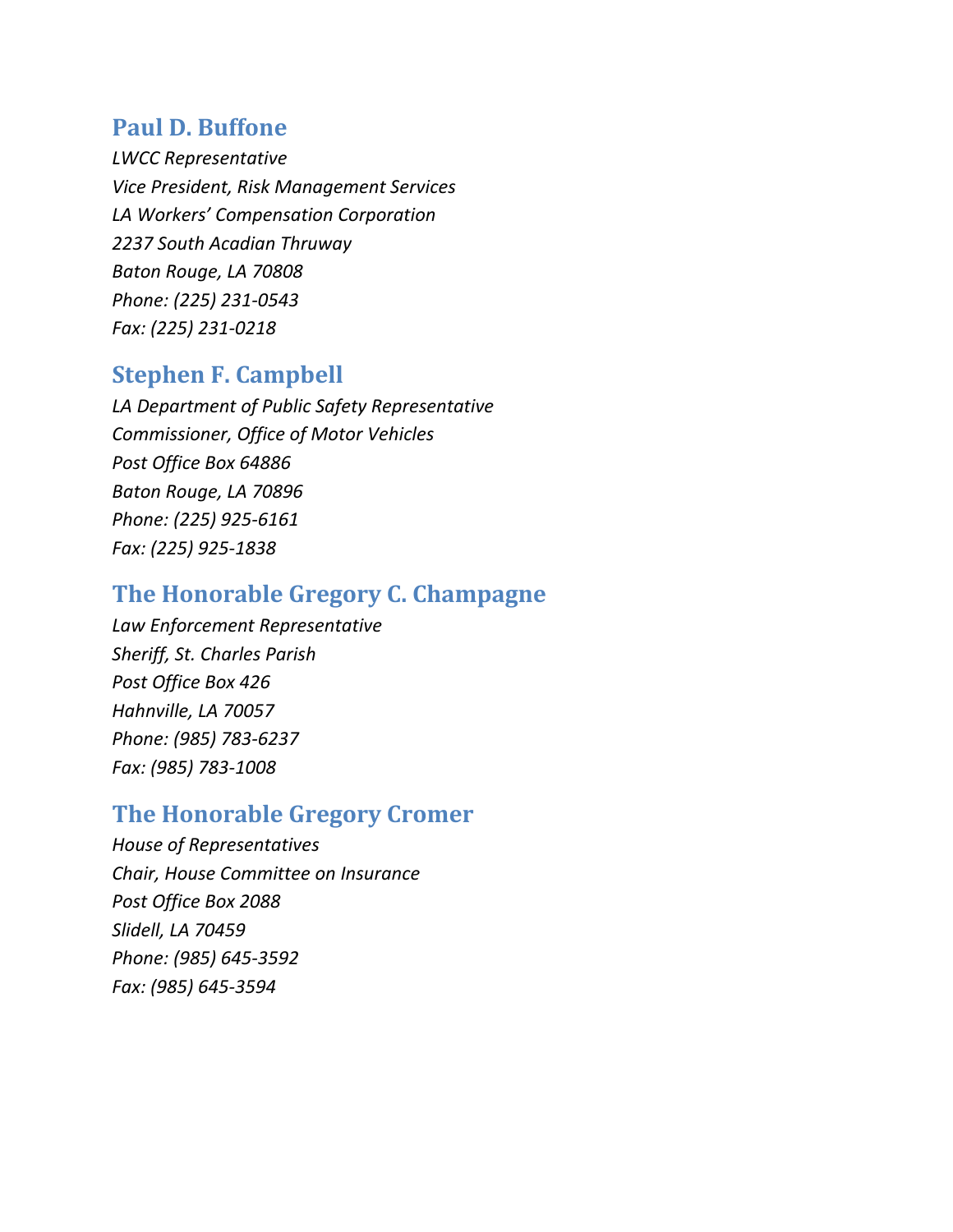## Paul D. Buffone

*LWCC Representative*
*Vice President, Risk Management Services*
*LA Workers' Compensation Corporation*
*2237 South Acadian Thruway*
*Baton Rouge, LA 70808*
*Phone: (225) 231-0543*
*Fax: (225) 231-0218*

## Stephen F. Campbell

*LA Department of Public Safety Representative*
*Commissioner, Office of Motor Vehicles*
*Post Office Box 64886*
*Baton Rouge, LA 70896*
*Phone: (225) 925-6161*
*Fax: (225) 925-1838*

## The Honorable Gregory C. Champagne

*Law Enforcement Representative*
*Sheriff, St. Charles Parish*
*Post Office Box 426*
*Hahnville, LA 70057*
*Phone: (985) 783-6237*
*Fax: (985) 783-1008*

## The Honorable Gregory Cromer

*House of Representatives*
*Chair, House Committee on Insurance*
*Post Office Box 2088*
*Slidell, LA 70459*
*Phone: (985) 645-3592*
*Fax: (985) 645-3594*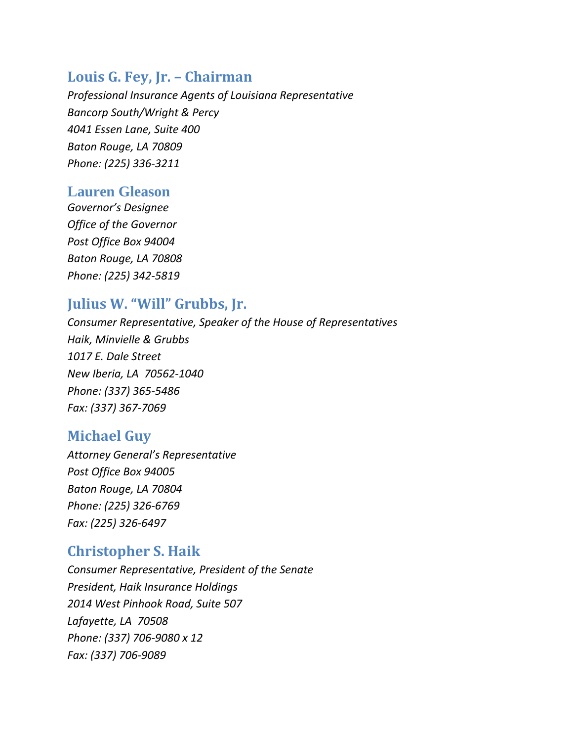## Louis G. Fey, Jr. – Chairman

*Professional Insurance Agents of Louisiana Representative*
*Bancorp South/Wright & Percy*
*4041 Essen Lane, Suite 400*
*Baton Rouge, LA 70809*
*Phone: (225) 336-3211*

## Lauren Gleason

*Governor's Designee*
*Office of the Governor*
*Post Office Box 94004*
*Baton Rouge, LA 70808*
*Phone: (225) 342-5819*

## Julius W. "Will" Grubbs, Jr.

*Consumer Representative, Speaker of the House of Representatives*
*Haik, Minvielle & Grubbs*
*1017 E. Dale Street*
*New Iberia, LA 70562-1040*
*Phone: (337) 365-5486*
*Fax: (337) 367-7069*

## Michael Guy

*Attorney General's Representative*
*Post Office Box 94005*
*Baton Rouge, LA 70804*
*Phone: (225) 326-6769*
*Fax: (225) 326-6497*

## Christopher S. Haik

*Consumer Representative, President of the Senate*
*President, Haik Insurance Holdings*
*2014 West Pinhook Road, Suite 507*
*Lafayette, LA 70508*
*Phone: (337) 706-9080 x 12*
*Fax: (337) 706-9089*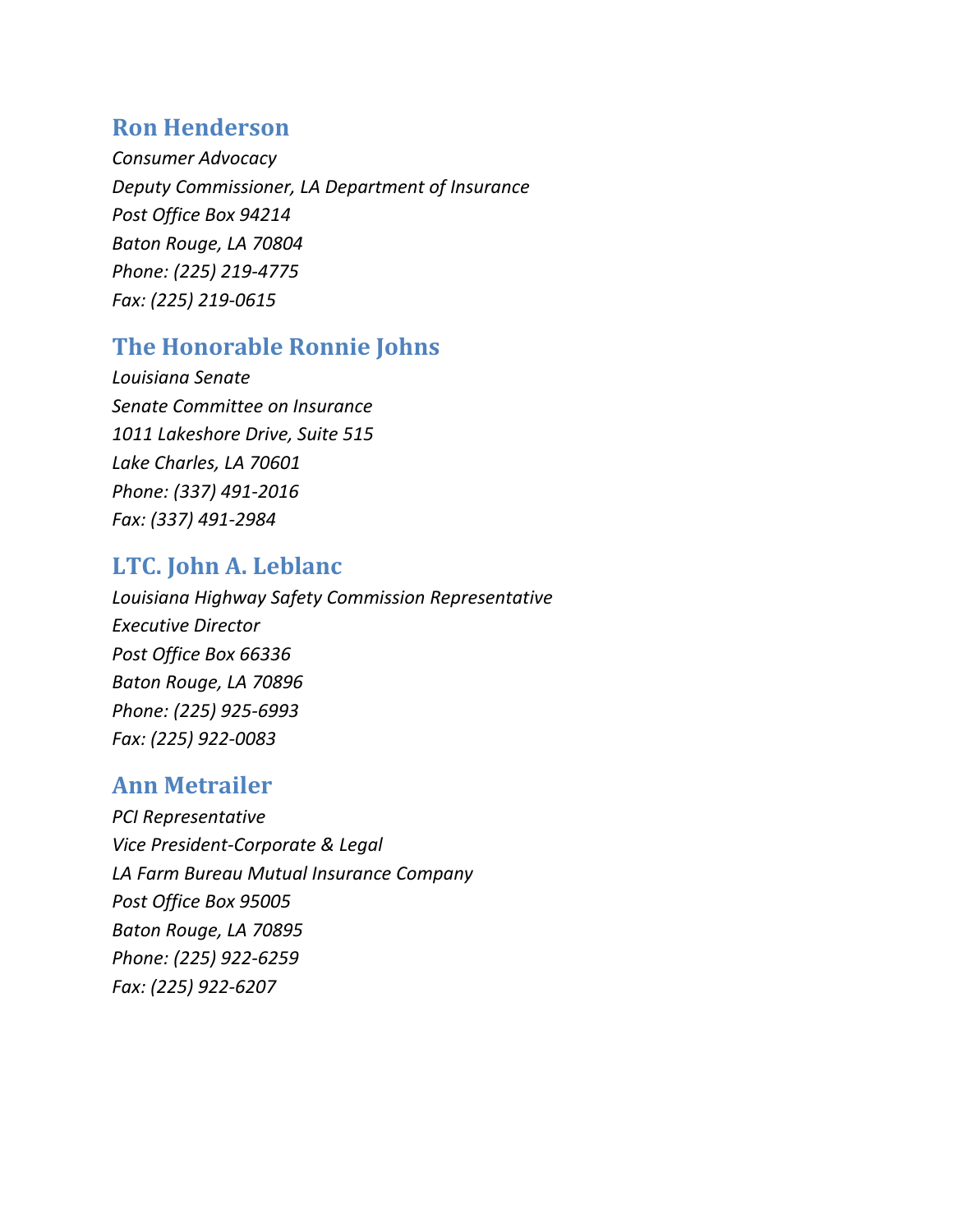## Ron Henderson

*Consumer Advocacy*
*Deputy Commissioner, LA Department of Insurance*
*Post Office Box 94214*
*Baton Rouge, LA 70804*
*Phone: (225) 219-4775*
*Fax: (225) 219-0615*

## The Honorable Ronnie Johns

*Louisiana Senate*
*Senate Committee on Insurance*
*1011 Lakeshore Drive, Suite 515*
*Lake Charles, LA 70601*
*Phone: (337) 491-2016*
*Fax: (337) 491-2984*

## LTC. John A. Leblanc

*Louisiana Highway Safety Commission Representative*
*Executive Director*
*Post Office Box 66336*
*Baton Rouge, LA 70896*
*Phone: (225) 925-6993*
*Fax: (225) 922-0083*

## Ann Metrailer

*PCI Representative*
*Vice President-Corporate & Legal*
*LA Farm Bureau Mutual Insurance Company*
*Post Office Box 95005*
*Baton Rouge, LA 70895*
*Phone: (225) 922-6259*
*Fax: (225) 922-6207*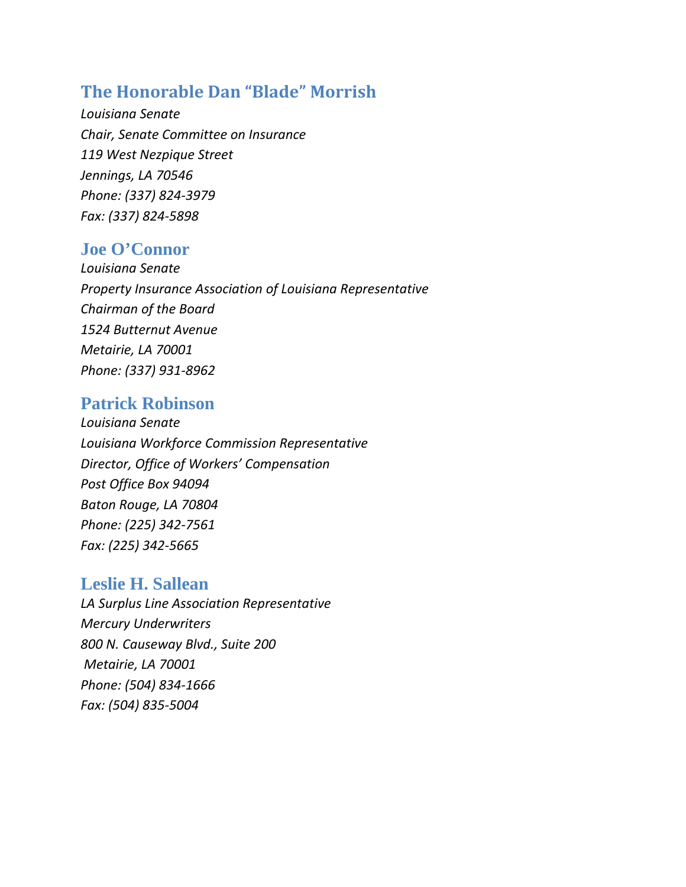## The Honorable Dan "Blade" Morrish

*Louisiana Senate*
*Chair, Senate Committee on Insurance*
*119 West Nezpique Street*
*Jennings, LA 70546*
*Phone: (337) 824-3979*
*Fax: (337) 824-5898*

## Joe O'Connor

*Louisiana Senate*
*Property Insurance Association of Louisiana Representative*
*Chairman of the Board*
*1524 Butternut Avenue*
*Metairie, LA 70001*
*Phone: (337) 931-8962*

## Patrick Robinson

*Louisiana Senate*
*Louisiana Workforce Commission Representative*
*Director, Office of Workers' Compensation*
*Post Office Box 94094*
*Baton Rouge, LA 70804*
*Phone: (225) 342-7561*
*Fax: (225) 342-5665*

## Leslie H. Sallean

*LA Surplus Line Association Representative*
*Mercury Underwriters*
*800 N. Causeway Blvd., Suite 200*
*Metairie, LA 70001*
*Phone: (504) 834-1666*
*Fax: (504) 835-5004*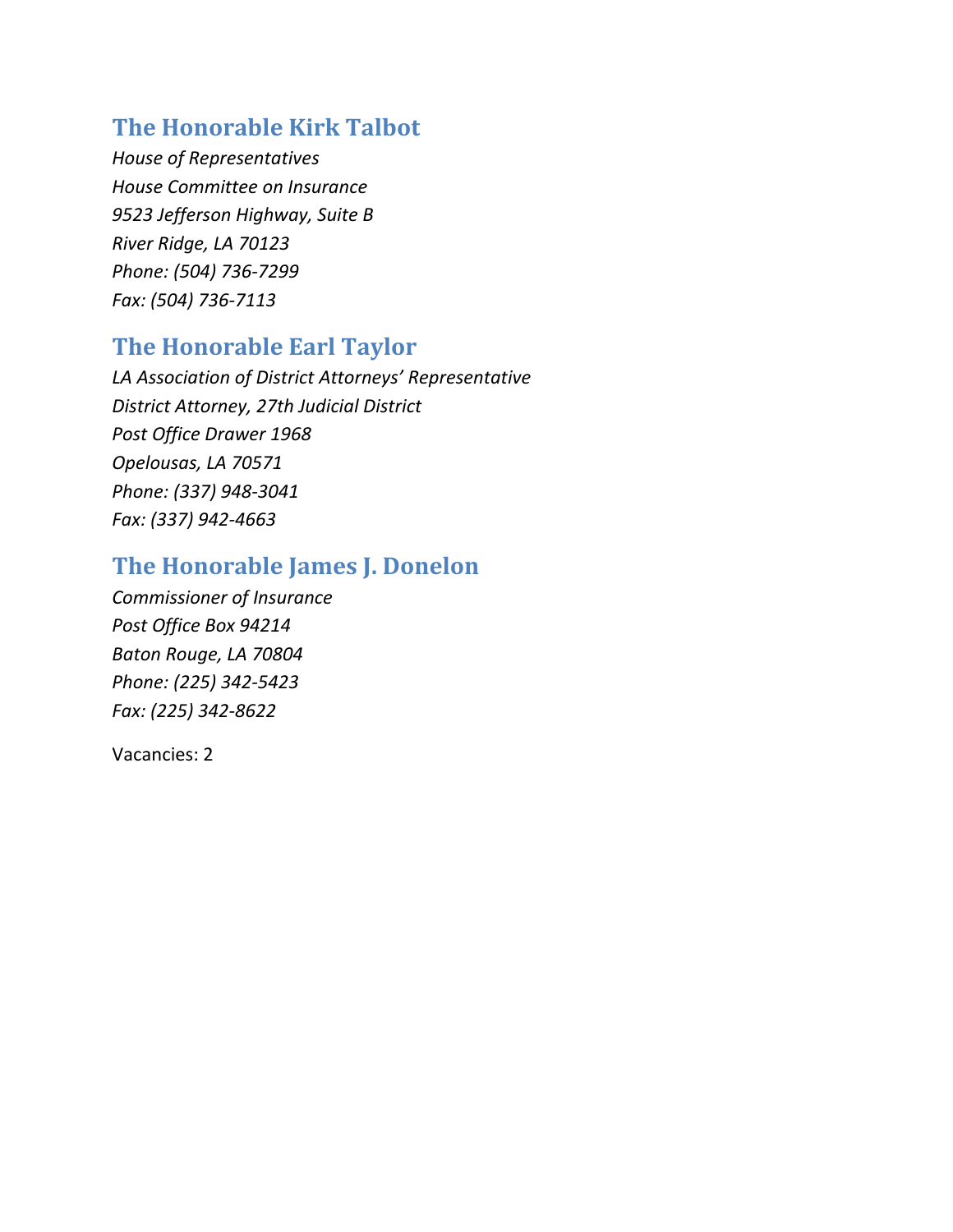## The Honorable Kirk Talbot

*House of Representatives*
*House Committee on Insurance*
*9523 Jefferson Highway, Suite B*
*River Ridge, LA 70123*
*Phone: (504) 736-7299*
*Fax: (504) 736-7113*

## The Honorable Earl Taylor

*LA Association of District Attorneys' Representative*
*District Attorney, 27th Judicial District*
*Post Office Drawer 1968*
*Opelousas, LA 70571*
*Phone: (337) 948-3041*
*Fax: (337) 942-4663*

## The Honorable James J. Donelon

*Commissioner of Insurance*
*Post Office Box 94214*
*Baton Rouge, LA 70804*
*Phone: (225) 342-5423*
*Fax: (225) 342-8622*

Vacancies: 2